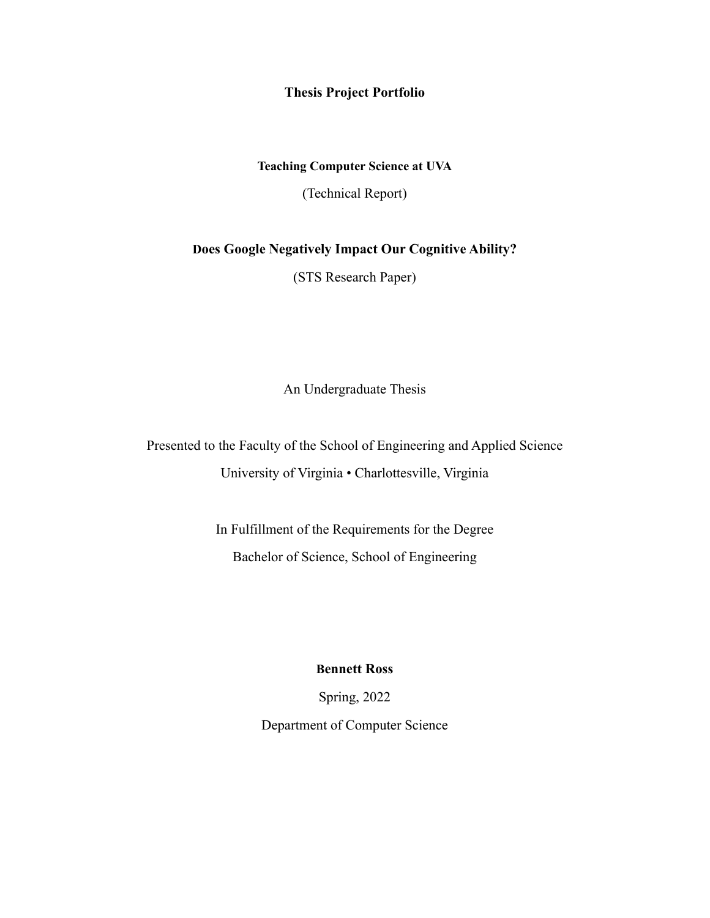# Thesis Project Portfolio

**Teaching Computer Science at UVA**

(Technical Report)

**Does Google Negatively Impact Our Cognitive Ability?**

(STS Research Paper)

An Undergraduate Thesis

Presented to the Faculty of the School of Engineering and Applied Science

University of Virginia • Charlottesville, Virginia

In Fulfillment of the Requirements for the Degree

Bachelor of Science, School of Engineering

**Bennett Ross**

Spring, 2022

Department of Computer Science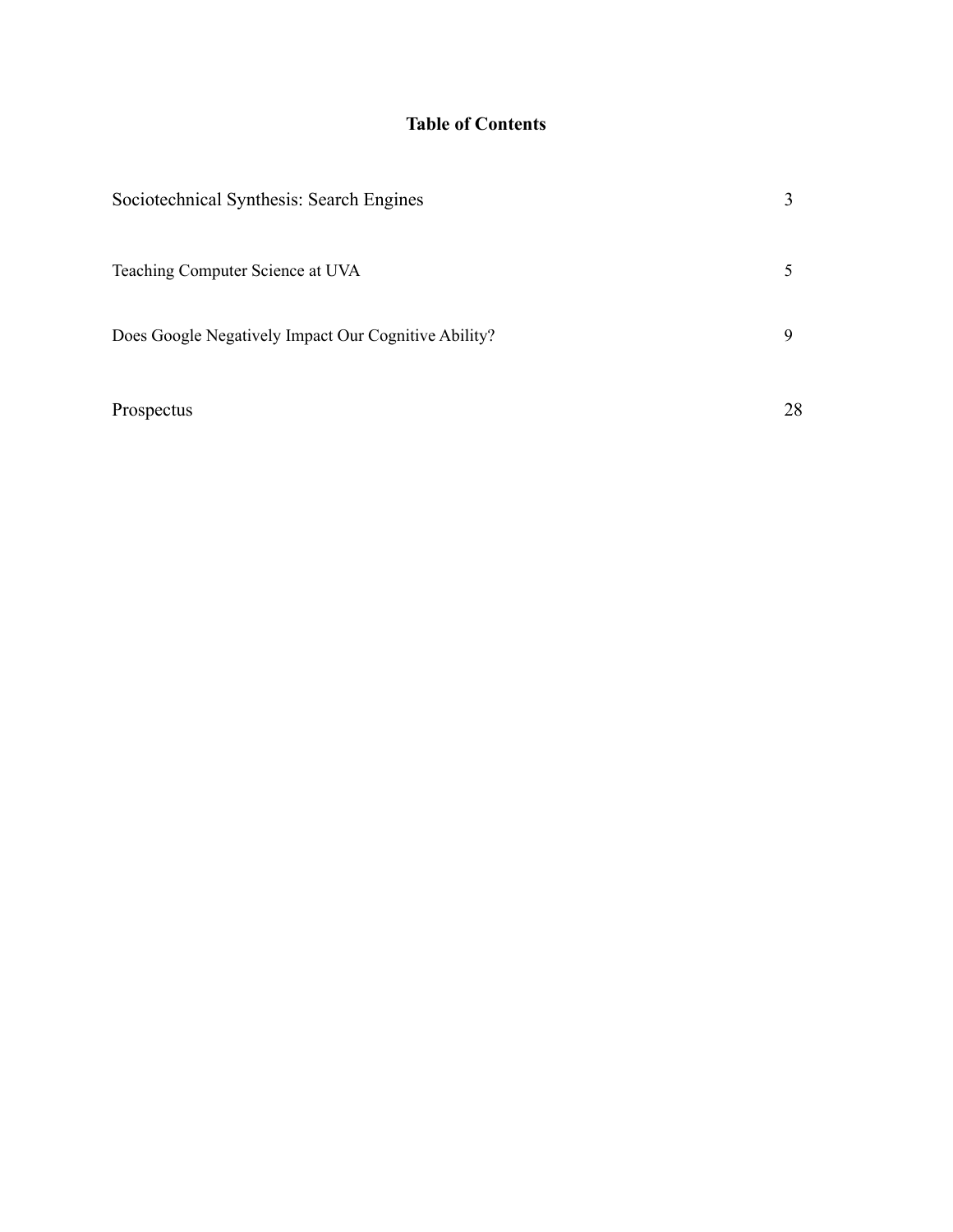**Table of Contents**

| | |
|---|---|
| Sociotechnical Synthesis: Search Engines | 3 |
| Teaching Computer Science at UVA | 5 |
| Does Google Negatively Impact Our Cognitive Ability? | 9 |
| Prospectus | 28 |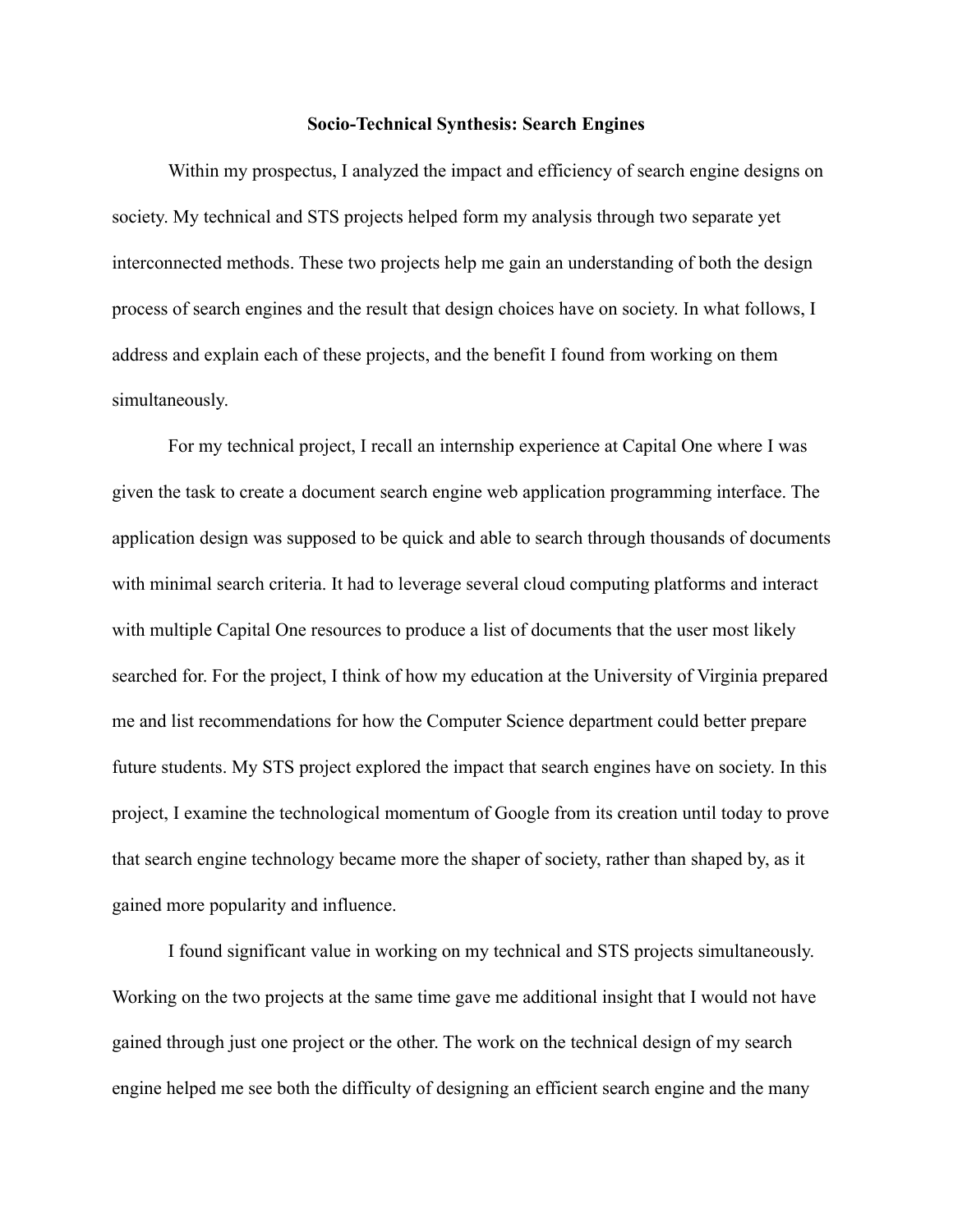**Socio-Technical Synthesis: Search Engines**

Within my prospectus, I analyzed the impact and efficiency of search engine designs on society. My technical and STS projects helped form my analysis through two separate yet interconnected methods. These two projects help me gain an understanding of both the design process of search engines and the result that design choices have on society. In what follows, I address and explain each of these projects, and the benefit I found from working on them simultaneously.

For my technical project, I recall an internship experience at Capital One where I was given the task to create a document search engine web application programming interface. The application design was supposed to be quick and able to search through thousands of documents with minimal search criteria. It had to leverage several cloud computing platforms and interact with multiple Capital One resources to produce a list of documents that the user most likely searched for. For the project, I think of how my education at the University of Virginia prepared me and list recommendations for how the Computer Science department could better prepare future students. My STS project explored the impact that search engines have on society. In this project, I examine the technological momentum of Google from its creation until today to prove that search engine technology became more the shaper of society, rather than shaped by, as it gained more popularity and influence.

I found significant value in working on my technical and STS projects simultaneously. Working on the two projects at the same time gave me additional insight that I would not have gained through just one project or the other. The work on the technical design of my search engine helped me see both the difficulty of designing an efficient search engine and the many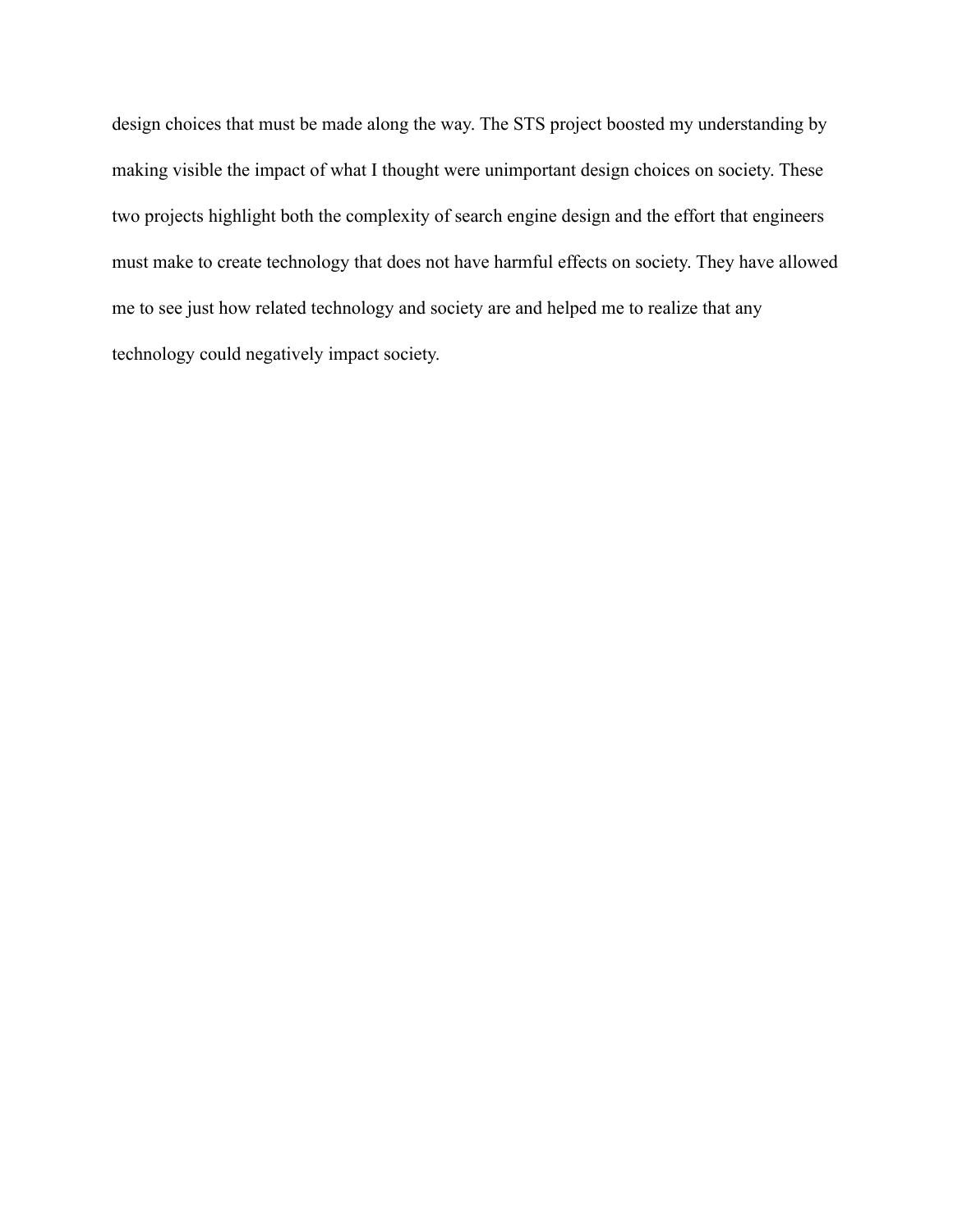design choices that must be made along the way. The STS project boosted my understanding by making visible the impact of what I thought were unimportant design choices on society. These two projects highlight both the complexity of search engine design and the effort that engineers must make to create technology that does not have harmful effects on society. They have allowed me to see just how related technology and society are and helped me to realize that any technology could negatively impact society.